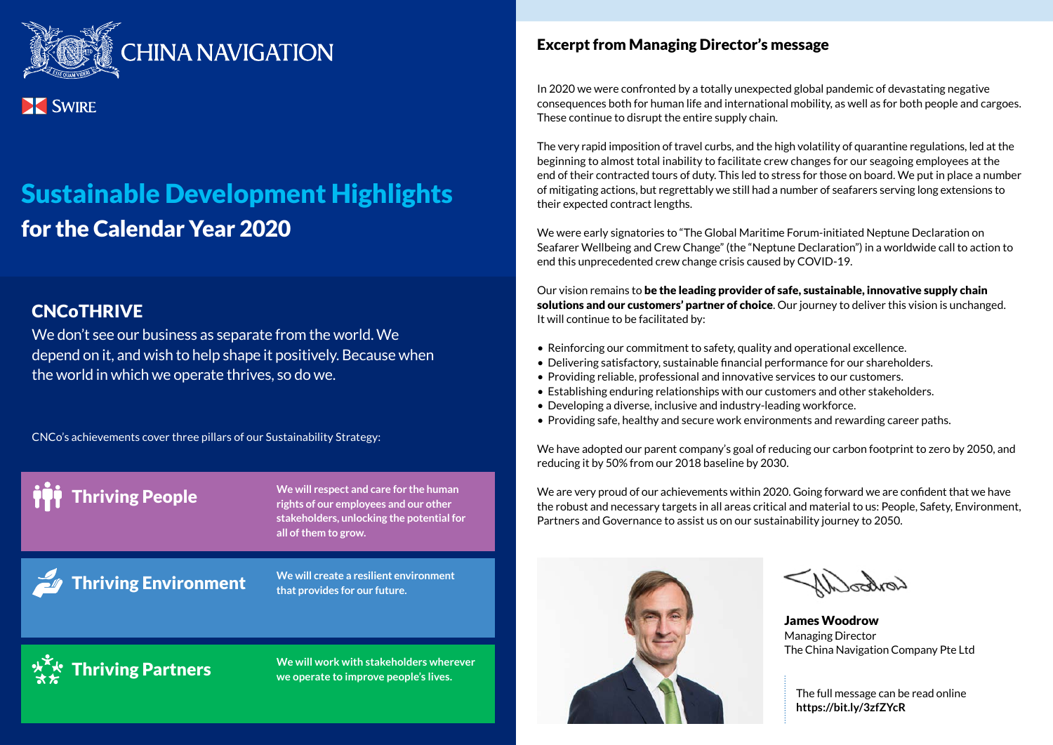CHINA NAVIGATION

SWIRE

# Sustainable Development Highlights
## for the Calendar Year 2020

### CNCoTHRIVE

We don't see our business as separate from the world. We depend on it, and wish to help shape it positively. Because when the world in which we operate thrives, so do we.

CNCo's achievements cover three pillars of our Sustainability Strategy:

**Thriving People** — **We will respect and care for the human rights of our employees and our other stakeholders, unlocking the potential for all of them to grow.**

**Thriving Environment** — **We will create a resilient environment that provides for our future.**

**Thriving Partners** — **We will work with stakeholders wherever we operate to improve people's lives.**

## Excerpt from Managing Director's message

In 2020 we were confronted by a totally unexpected global pandemic of devastating negative consequences both for human life and international mobility, as well as for both people and cargoes. These continue to disrupt the entire supply chain.

The very rapid imposition of travel curbs, and the high volatility of quarantine regulations, led at the beginning to almost total inability to facilitate crew changes for our seagoing employees at the end of their contracted tours of duty. This led to stress for those on board. We put in place a number of mitigating actions, but regrettably we still had a number of seafarers serving long extensions to their expected contract lengths.

We were early signatories to "The Global Maritime Forum-initiated Neptune Declaration on Seafarer Wellbeing and Crew Change" (the "Neptune Declaration") in a worldwide call to action to end this unprecedented crew change crisis caused by COVID-19.

Our vision remains to **be the leading provider of safe, sustainable, innovative supply chain solutions and our customers' partner of choice**. Our journey to deliver this vision is unchanged. It will continue to be facilitated by:

- Reinforcing our commitment to safety, quality and operational excellence.
- Delivering satisfactory, sustainable financial performance for our shareholders.
- Providing reliable, professional and innovative services to our customers.
- Establishing enduring relationships with our customers and other stakeholders.
- Developing a diverse, inclusive and industry-leading workforce.
- Providing safe, healthy and secure work environments and rewarding career paths.

We have adopted our parent company's goal of reducing our carbon footprint to zero by 2050, and reducing it by 50% from our 2018 baseline by 2030.

We are very proud of our achievements within 2020. Going forward we are confident that we have the robust and necessary targets in all areas critical and material to us: People, Safety, Environment, Partners and Governance to assist us on our sustainability journey to 2050.

**James Woodrow**
Managing Director
The China Navigation Company Pte Ltd

The full message can be read online
**https://bit.ly/3zfZYcR**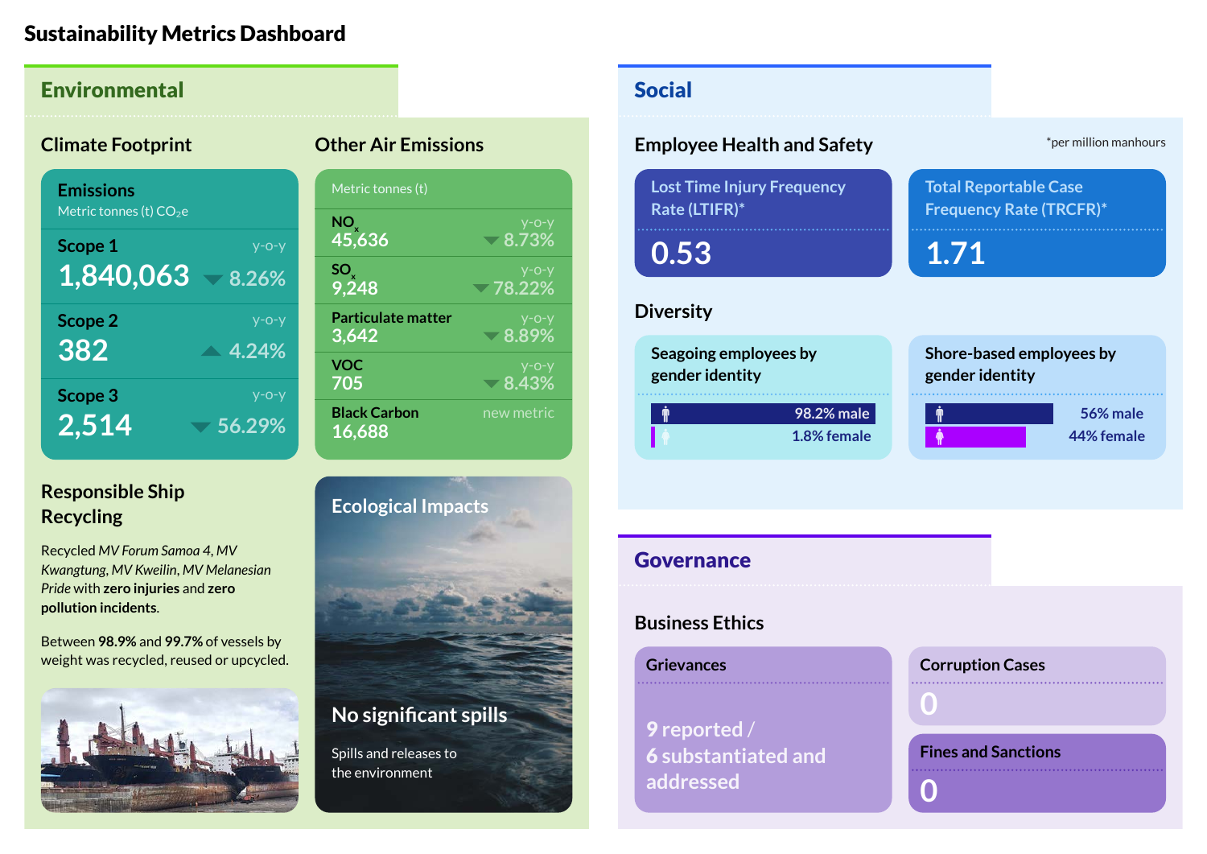# Sustainability Metrics Dashboard

## Environmental

### Climate Footprint

**Emissions**
Metric tonnes (t) $CO_2e$

| | Value | y-o-y |
|---|---|---|
| Scope 1 | 1,840,063 | ▼ 8.26% |
| Scope 2 | 382 | ▲ 4.24% |
| Scope 3 | 2,514 | ▼ 56.29% |

### Other Air Emissions

Metric tonnes (t)

| | Value | y-o-y |
|---|---|---|
| $NO_x$ | 45,636 | ▼ 8.73% |
| $SO_x$ | 9,248 | ▼ 78.22% |
| Particulate matter | 3,642 | ▼ 8.89% |
| VOC | 705 | ▼ 8.43% |
| Black Carbon | 16,688 | new metric |

### Responsible Ship Recycling

Recycled *MV Forum Samoa 4*, *MV Kwangtung*, *MV Kweilin*, *MV Melanesian Pride* with **zero injuries** and **zero pollution incidents**.

Between **98.9%** and **99.7%** of vessels by weight was recycled, reused or upcycled.

### Ecological Impacts

**No significant spills**

Spills and releases to the environment

## Social

### Employee Health and Safety

*per million manhours

| Lost Time Injury Frequency Rate (LTIFR)* | Total Reportable Case Frequency Rate (TRCFR)* |
|---|---|
| 0.53 | 1.71 |

### Diversity

**Seagoing employees by gender identity**
- 98.2% male
- 1.8% female

**Shore-based employees by gender identity**
- 56% male
- 44% female

## Governance

### Business Ethics

**Grievances**
9 reported / 6 substantiated and addressed

**Corruption Cases**
0

**Fines and Sanctions**
0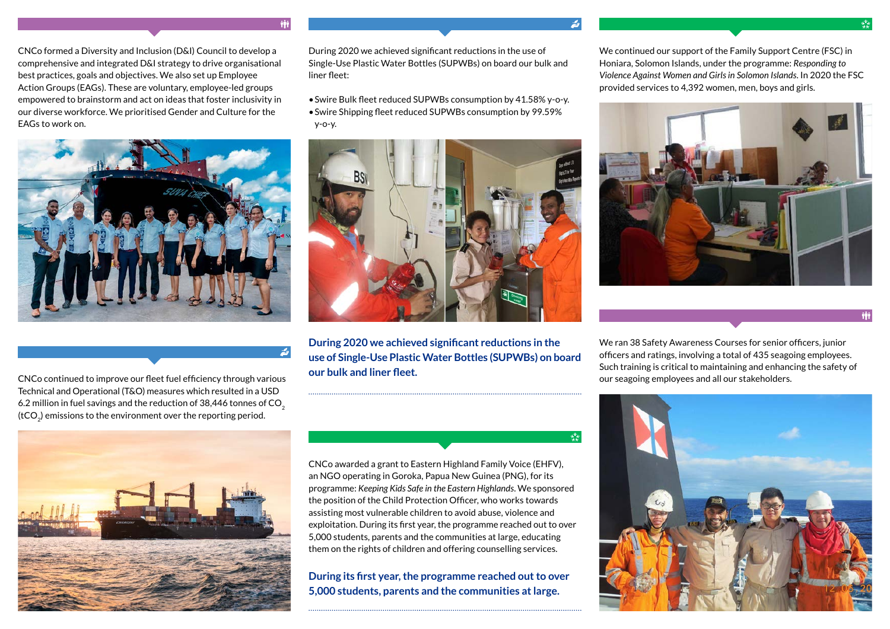CNCo formed a Diversity and Inclusion (D&I) Council to develop a comprehensive and integrated D&I strategy to drive organisational best practices, goals and objectives. We also set up Employee Action Groups (EAGs). These are voluntary, employee-led groups empowered to brainstorm and act on ideas that foster inclusivity in our diverse workforce. We prioritised Gender and Culture for the EAGs to work on.

CNCo continued to improve our fleet fuel efficiency through various Technical and Operational (T&O) measures which resulted in a USD 6.2 million in fuel savings and the reduction of 38,446 tonnes of $CO_2$ ($tCO_2$) emissions to the environment over the reporting period.

During 2020 we achieved significant reductions in the use of Single-Use Plastic Water Bottles (SUPWBs) on board our bulk and liner fleet:

- Swire Bulk fleet reduced SUPWBs consumption by 41.58% y-o-y.
- Swire Shipping fleet reduced SUPWBs consumption by 99.59% y-o-y.

**During 2020 we achieved significant reductions in the use of Single-Use Plastic Water Bottles (SUPWBs) on board our bulk and liner fleet.**

CNCo awarded a grant to Eastern Highland Family Voice (EHFV), an NGO operating in Goroka, Papua New Guinea (PNG), for its programme: *Keeping Kids Safe in the Eastern Highlands*. We sponsored the position of the Child Protection Officer, who works towards assisting most vulnerable children to avoid abuse, violence and exploitation. During its first year, the programme reached out to over 5,000 students, parents and the communities at large, educating them on the rights of children and offering counselling services.

**During its first year, the programme reached out to over 5,000 students, parents and the communities at large.**

We continued our support of the Family Support Centre (FSC) in Honiara, Solomon Islands, under the programme: *Responding to Violence Against Women and Girls in Solomon Islands*. In 2020 the FSC provided services to 4,392 women, men, boys and girls.

We ran 38 Safety Awareness Courses for senior officers, junior officers and ratings, involving a total of 435 seagoing employees. Such training is critical to maintaining and enhancing the safety of our seagoing employees and all our stakeholders.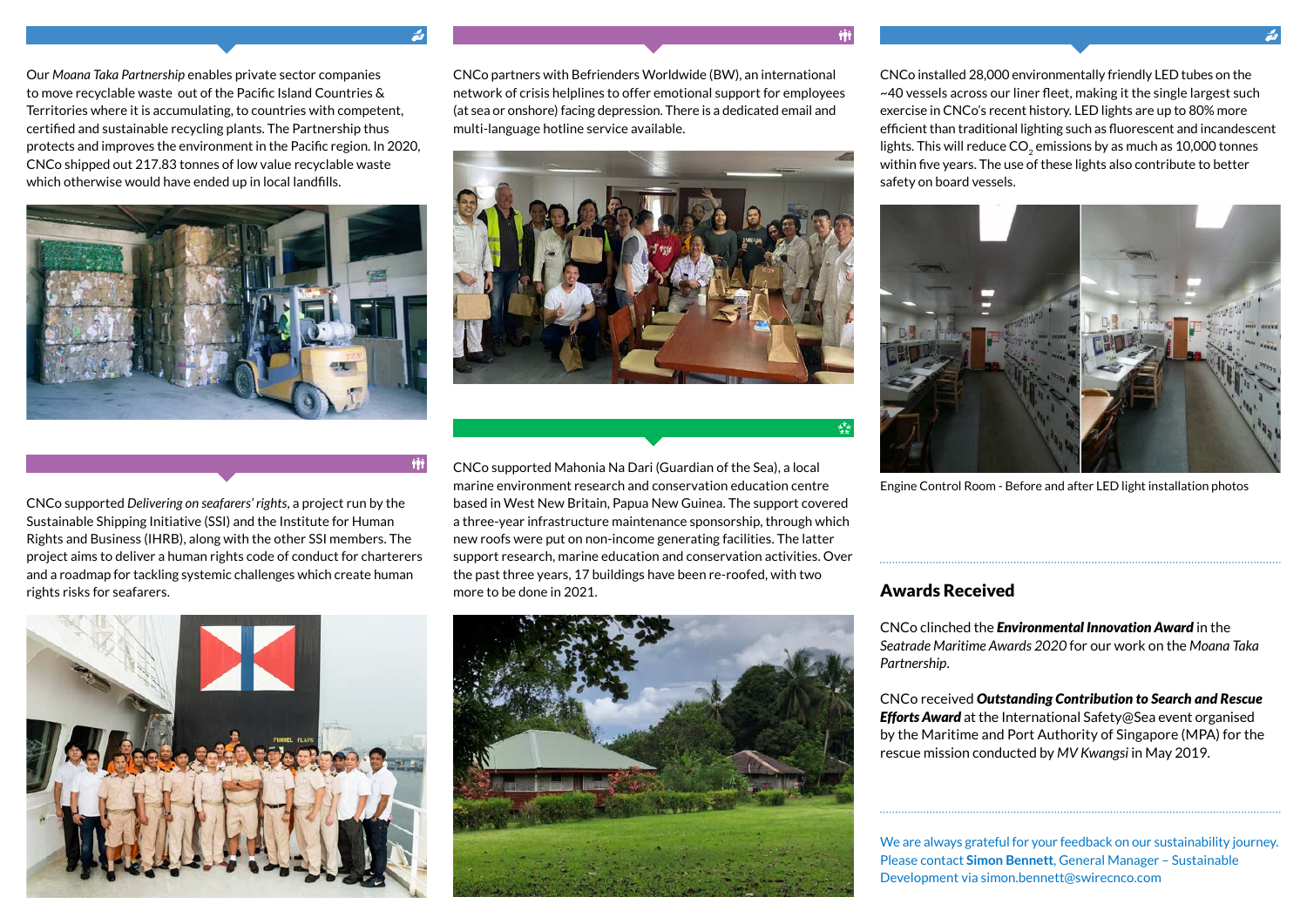Our *Moana Taka Partnership* enables private sector companies to move recyclable waste out of the Pacific Island Countries & Territories where it is accumulating, to countries with competent, certified and sustainable recycling plants. The Partnership thus protects and improves the environment in the Pacific region. In 2020, CNCo shipped out 217.83 tonnes of low value recyclable waste which otherwise would have ended up in local landfills.

CNCo supported *Delivering on seafarers' rights*, a project run by the Sustainable Shipping Initiative (SSI) and the Institute for Human Rights and Business (IHRB), along with the other SSI members. The project aims to deliver a human rights code of conduct for charterers and a roadmap for tackling systemic challenges which create human rights risks for seafarers.

CNCo partners with Befrienders Worldwide (BW), an international network of crisis helplines to offer emotional support for employees (at sea or onshore) facing depression. There is a dedicated email and multi-language hotline service available.

CNCo supported Mahonia Na Dari (Guardian of the Sea), a local marine environment research and conservation education centre based in West New Britain, Papua New Guinea. The support covered a three-year infrastructure maintenance sponsorship, through which new roofs were put on non-income generating facilities. The latter support research, marine education and conservation activities. Over the past three years, 17 buildings have been re-roofed, with two more to be done in 2021.

CNCo installed 28,000 environmentally friendly LED tubes on the ~40 vessels across our liner fleet, making it the single largest such exercise in CNCo's recent history. LED lights are up to 80% more efficient than traditional lighting such as fluorescent and incandescent lights. This will reduce $CO_2$ emissions by as much as 10,000 tonnes within five years. The use of these lights also contribute to better safety on board vessels.

Engine Control Room - Before and after LED light installation photos

## Awards Received

CNCo clinched the ***Environmental Innovation Award*** in the *Seatrade Maritime Awards 2020* for our work on the *Moana Taka Partnership*.

CNCo received ***Outstanding Contribution to Search and Rescue Efforts Award*** at the International Safety@Sea event organised by the Maritime and Port Authority of Singapore (MPA) for the rescue mission conducted by *MV Kwangsi* in May 2019.

We are always grateful for your feedback on our sustainability journey. Please contact **Simon Bennett**, General Manager – Sustainable Development via simon.bennett@swirecnco.com